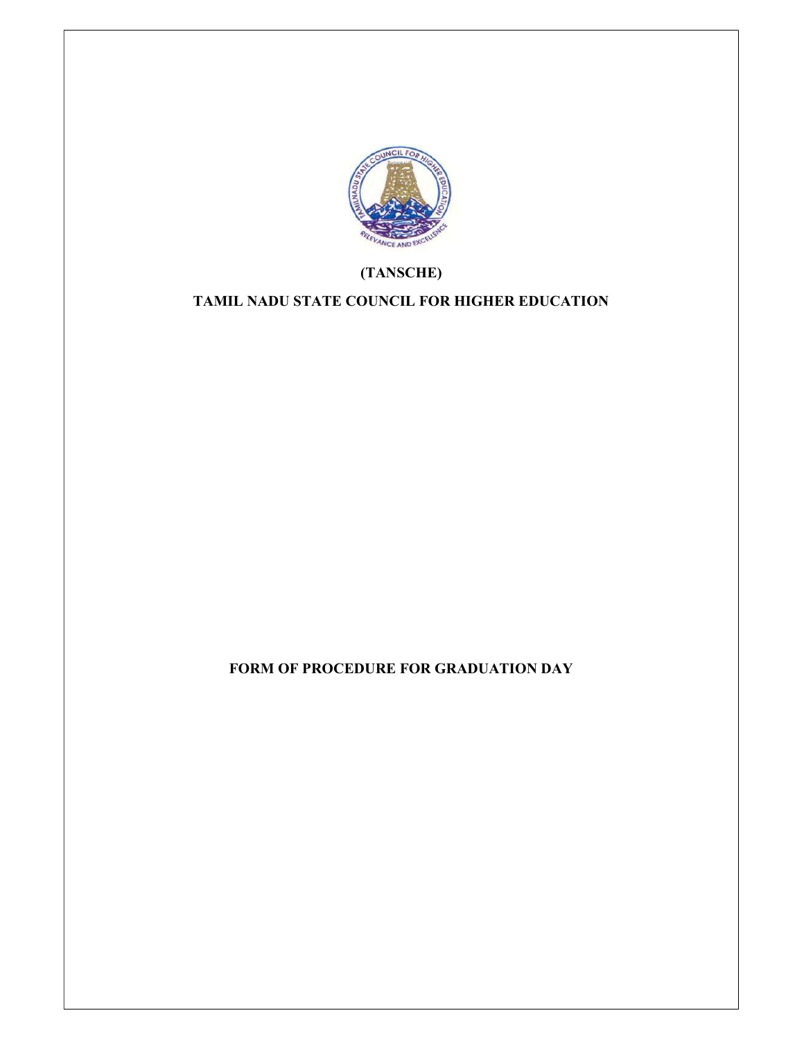**(TANSCHE)**

# TAMIL NADU STATE COUNCIL FOR HIGHER EDUCATION

## FORM OF PROCEDURE FOR GRADUATION DAY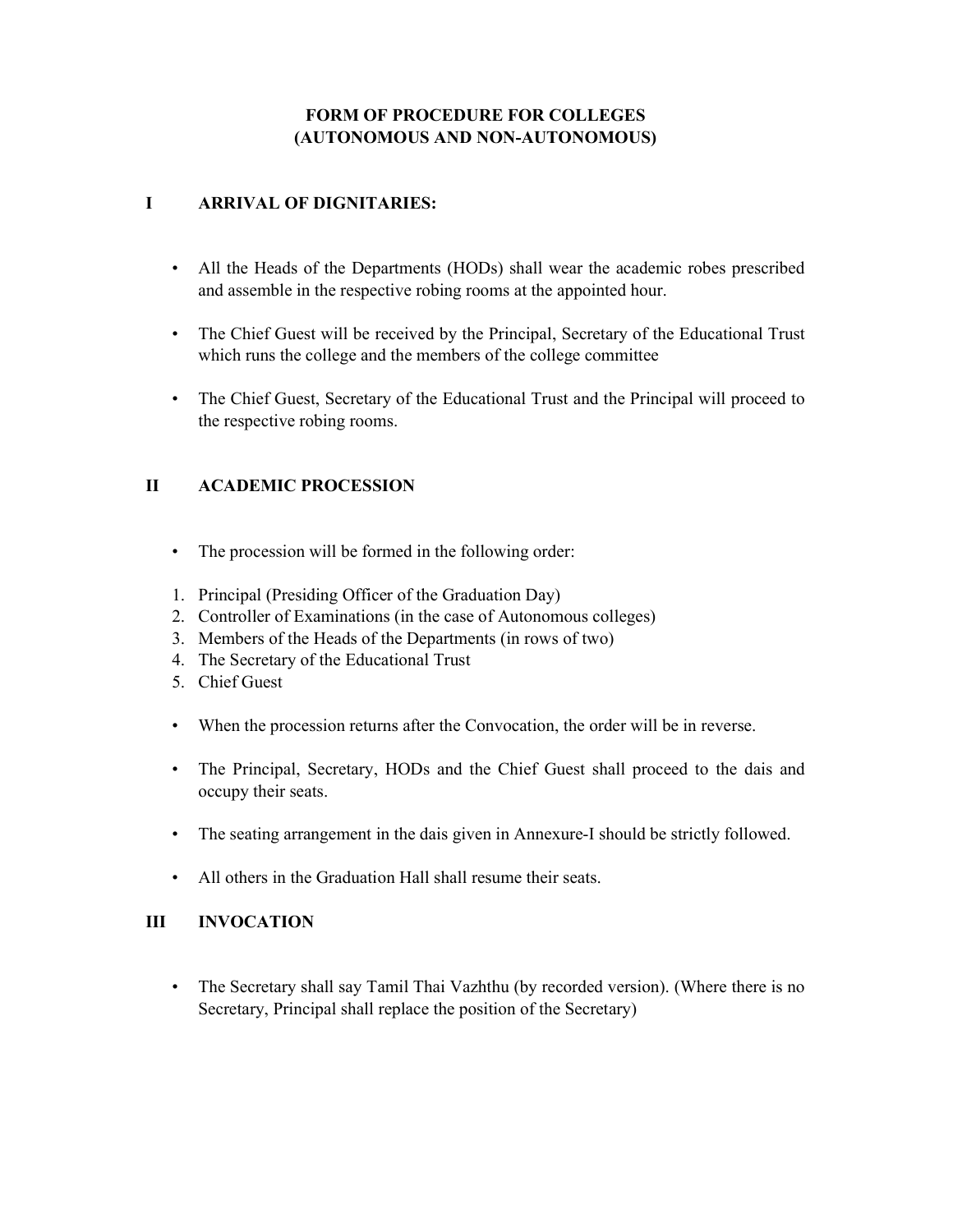# FORM OF PROCEDURE FOR COLLEGES (AUTONOMOUS AND NON-AUTONOMOUS)

## I ARRIVAL OF DIGNITARIES:

- All the Heads of the Departments (HODs) shall wear the academic robes prescribed and assemble in the respective robing rooms at the appointed hour.
- The Chief Guest will be received by the Principal, Secretary of the Educational Trust which runs the college and the members of the college committee
- The Chief Guest, Secretary of the Educational Trust and the Principal will proceed to the respective robing rooms.

## II ACADEMIC PROCESSION

- The procession will be formed in the following order:

1. Principal (Presiding Officer of the Graduation Day)
2. Controller of Examinations (in the case of Autonomous colleges)
3. Members of the Heads of the Departments (in rows of two)
4. The Secretary of the Educational Trust
5. Chief Guest

- When the procession returns after the Convocation, the order will be in reverse.
- The Principal, Secretary, HODs and the Chief Guest shall proceed to the dais and occupy their seats.
- The seating arrangement in the dais given in Annexure-I should be strictly followed.
- All others in the Graduation Hall shall resume their seats.

## III INVOCATION

- The Secretary shall say Tamil Thai Vazhthu (by recorded version). (Where there is no Secretary, Principal shall replace the position of the Secretary)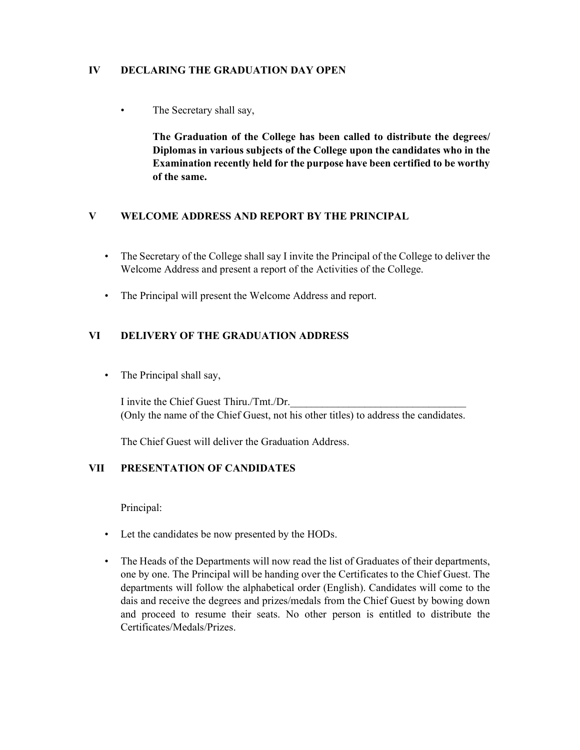## IV DECLARING THE GRADUATION DAY OPEN

- The Secretary shall say,

  **The Graduation of the College has been called to distribute the degrees/ Diplomas in various subjects of the College upon the candidates who in the Examination recently held for the purpose have been certified to be worthy of the same.**

## V WELCOME ADDRESS AND REPORT BY THE PRINCIPAL

- The Secretary of the College shall say I invite the Principal of the College to deliver the Welcome Address and present a report of the Activities of the College.
- The Principal will present the Welcome Address and report.

## VI DELIVERY OF THE GRADUATION ADDRESS

- The Principal shall say,

  I invite the Chief Guest Thiru./Tmt./Dr.\_\_\_\_\_\_\_\_\_\_\_\_\_\_\_\_\_\_\_\_\_\_\_\_\_\_\_\_\_\_\_\_\_
  (Only the name of the Chief Guest, not his other titles) to address the candidates.

  The Chief Guest will deliver the Graduation Address.

## VII PRESENTATION OF CANDIDATES

Principal:

- Let the candidates be now presented by the HODs.
- The Heads of the Departments will now read the list of Graduates of their departments, one by one. The Principal will be handing over the Certificates to the Chief Guest. The departments will follow the alphabetical order (English). Candidates will come to the dais and receive the degrees and prizes/medals from the Chief Guest by bowing down and proceed to resume their seats. No other person is entitled to distribute the Certificates/Medals/Prizes.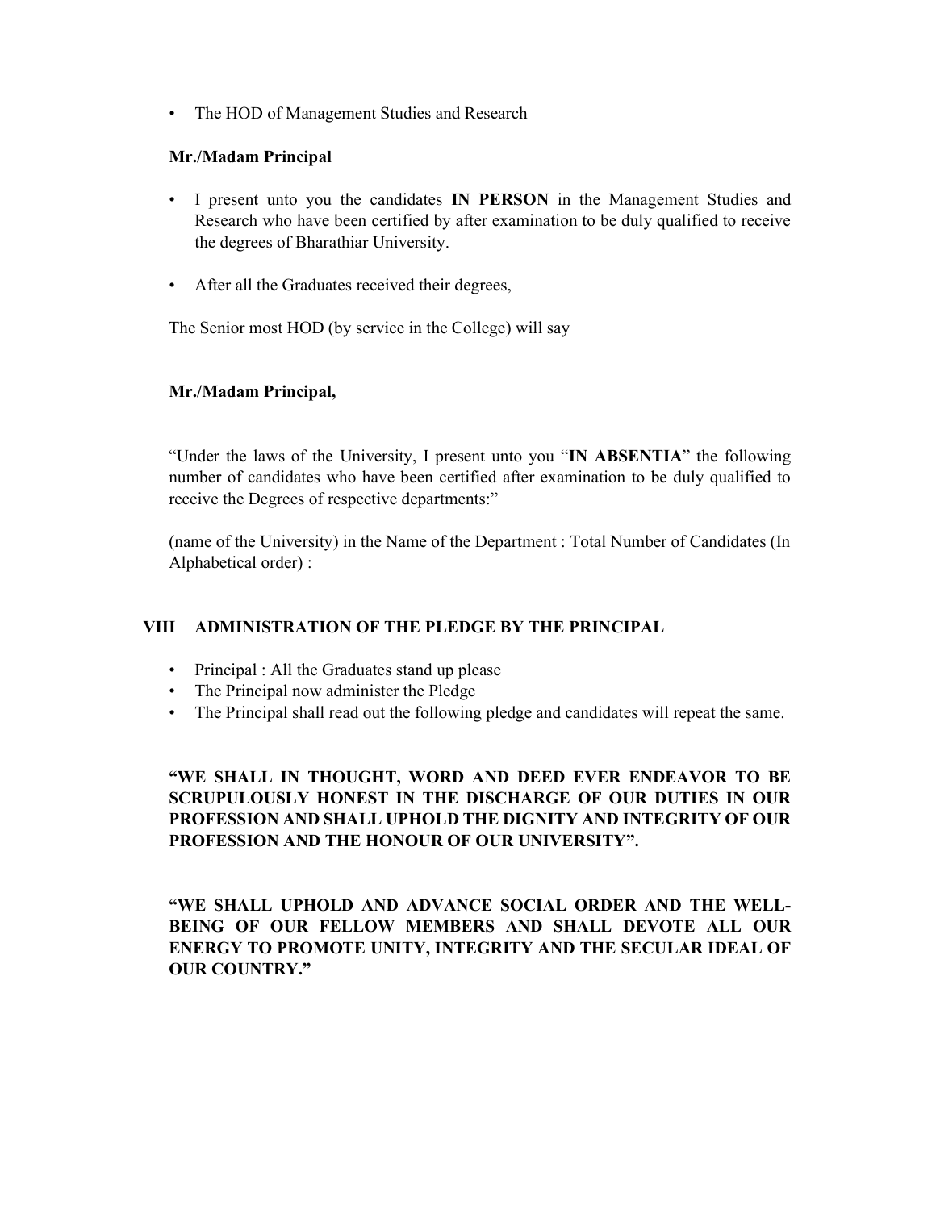- The HOD of Management Studies and Research

**Mr./Madam Principal**

- I present unto you the candidates **IN PERSON** in the Management Studies and Research who have been certified by after examination to be duly qualified to receive the degrees of Bharathiar University.

- After all the Graduates received their degrees,

The Senior most HOD (by service in the College) will say

**Mr./Madam Principal,**

"Under the laws of the University, I present unto you "**IN ABSENTIA**" the following number of candidates who have been certified after examination to be duly qualified to receive the Degrees of respective departments:"

(name of the University) in the Name of the Department : Total Number of Candidates (In Alphabetical order) :

## VIII ADMINISTRATION OF THE PLEDGE BY THE PRINCIPAL

- Principal : All the Graduates stand up please
- The Principal now administer the Pledge
- The Principal shall read out the following pledge and candidates will repeat the same.

**"WE SHALL IN THOUGHT, WORD AND DEED EVER ENDEAVOR TO BE SCRUPULOUSLY HONEST IN THE DISCHARGE OF OUR DUTIES IN OUR PROFESSION AND SHALL UPHOLD THE DIGNITY AND INTEGRITY OF OUR PROFESSION AND THE HONOUR OF OUR UNIVERSITY".**

**"WE SHALL UPHOLD AND ADVANCE SOCIAL ORDER AND THE WELL-BEING OF OUR FELLOW MEMBERS AND SHALL DEVOTE ALL OUR ENERGY TO PROMOTE UNITY, INTEGRITY AND THE SECULAR IDEAL OF OUR COUNTRY."**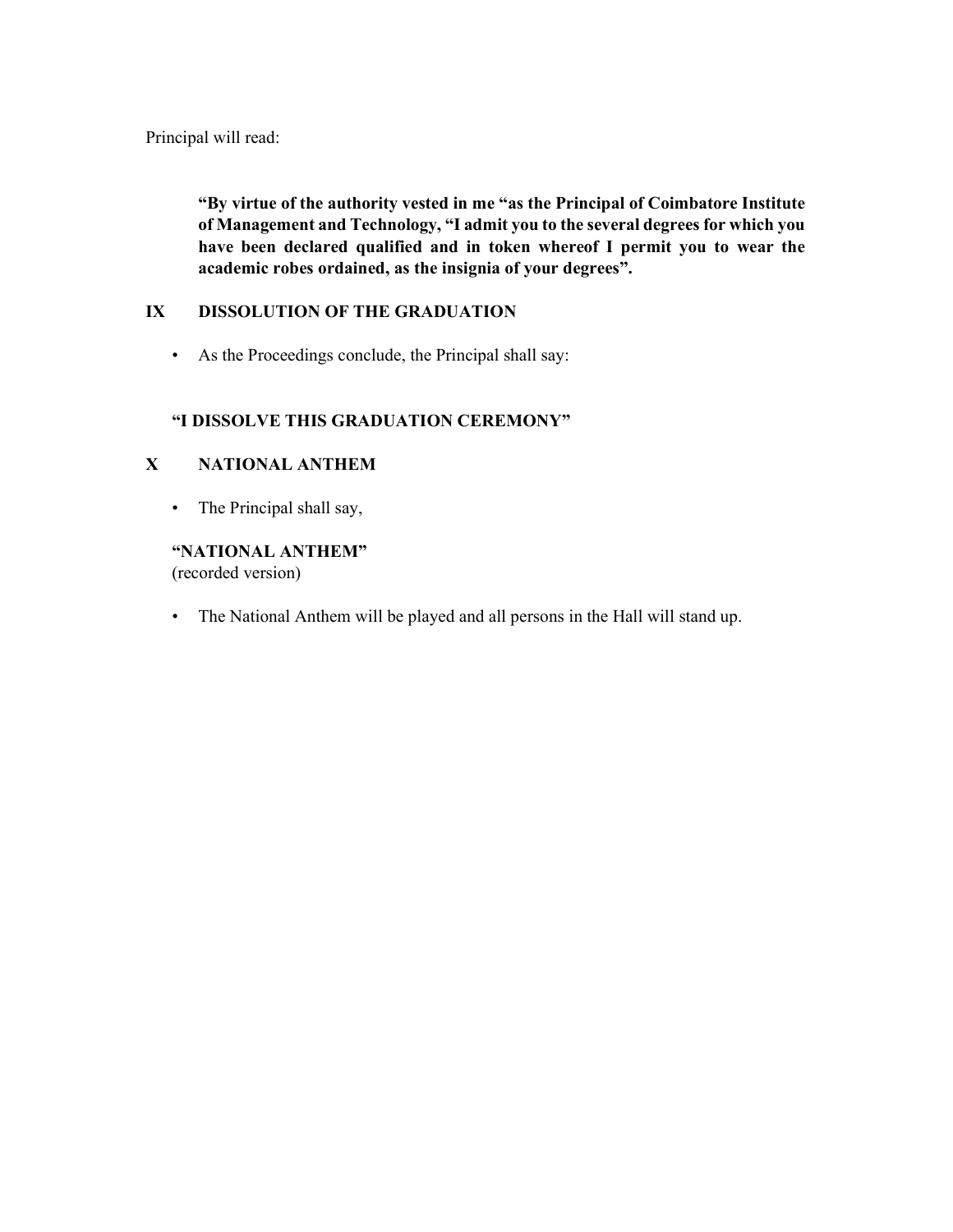Principal will read:

> **"By virtue of the authority vested in me "as the Principal of Coimbatore Institute of Management and Technology, "I admit you to the several degrees for which you have been declared qualified and in token whereof I permit you to wear the academic robes ordained, as the insignia of your degrees".**

## IX DISSOLUTION OF THE GRADUATION

- As the Proceedings conclude, the Principal shall say:

**"I DISSOLVE THIS GRADUATION CEREMONY"**

## X NATIONAL ANTHEM

- The Principal shall say,

**"NATIONAL ANTHEM"**
(recorded version)

- The National Anthem will be played and all persons in the Hall will stand up.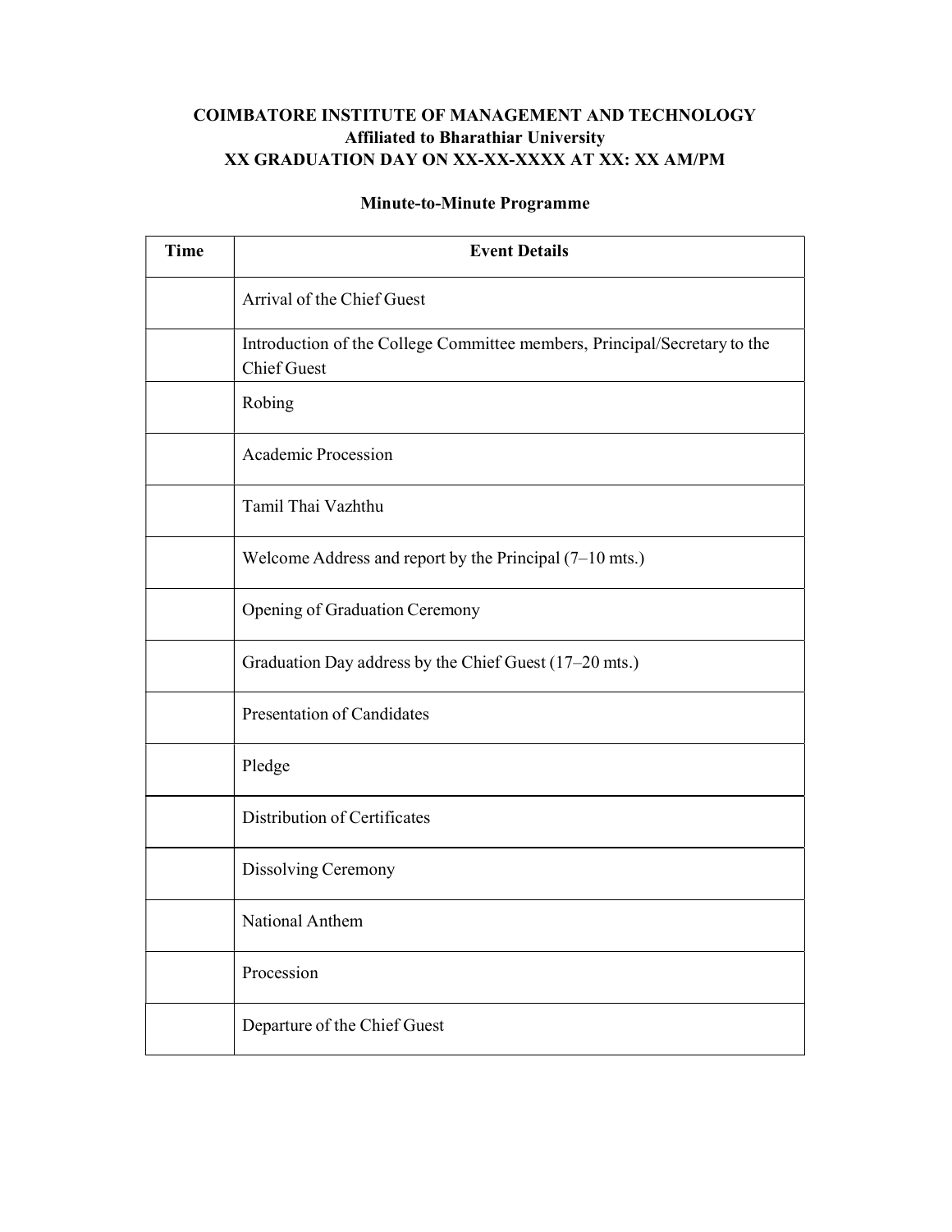**COIMBATORE INSTITUTE OF MANAGEMENT AND TECHNOLOGY**
**Affiliated to Bharathiar University**
**XX GRADUATION DAY ON XX-XX-XXXX AT XX: XX AM/PM**

**Minute-to-Minute Programme**

| Time | Event Details |
| --- | --- |
| | Arrival of the Chief Guest |
| | Introduction of the College Committee members, Principal/Secretary to the Chief Guest |
| | Robing |
| | Academic Procession |
| | Tamil Thai Vazhthu |
| | Welcome Address and report by the Principal (7–10 mts.) |
| | Opening of Graduation Ceremony |
| | Graduation Day address by the Chief Guest (17–20 mts.) |
| | Presentation of Candidates |
| | Pledge |
| | Distribution of Certificates |
| | Dissolving Ceremony |
| | National Anthem |
| | Procession |
| | Departure of the Chief Guest |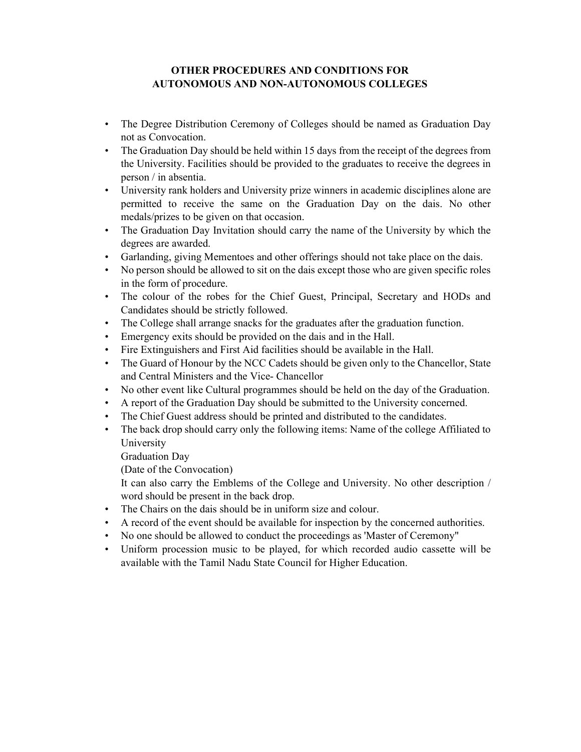## OTHER PROCEDURES AND CONDITIONS FOR AUTONOMOUS AND NON-AUTONOMOUS COLLEGES

- The Degree Distribution Ceremony of Colleges should be named as Graduation Day not as Convocation.
- The Graduation Day should be held within 15 days from the receipt of the degrees from the University. Facilities should be provided to the graduates to receive the degrees in person / in absentia.
- University rank holders and University prize winners in academic disciplines alone are permitted to receive the same on the Graduation Day on the dais. No other medals/prizes to be given on that occasion.
- The Graduation Day Invitation should carry the name of the University by which the degrees are awarded.
- Garlanding, giving Mementoes and other offerings should not take place on the dais.
- No person should be allowed to sit on the dais except those who are given specific roles in the form of procedure.
- The colour of the robes for the Chief Guest, Principal, Secretary and HODs and Candidates should be strictly followed.
- The College shall arrange snacks for the graduates after the graduation function.
- Emergency exits should be provided on the dais and in the Hall.
- Fire Extinguishers and First Aid facilities should be available in the Hall.
- The Guard of Honour by the NCC Cadets should be given only to the Chancellor, State and Central Ministers and the Vice- Chancellor
- No other event like Cultural programmes should be held on the day of the Graduation.
- A report of the Graduation Day should be submitted to the University concerned.
- The Chief Guest address should be printed and distributed to the candidates.
- The back drop should carry only the following items: Name of the college Affiliated to University

  Graduation Day

  (Date of the Convocation)

  It can also carry the Emblems of the College and University. No other description / word should be present in the back drop.
- The Chairs on the dais should be in uniform size and colour.
- A record of the event should be available for inspection by the concerned authorities.
- No one should be allowed to conduct the proceedings as 'Master of Ceremony"
- Uniform procession music to be played, for which recorded audio cassette will be available with the Tamil Nadu State Council for Higher Education.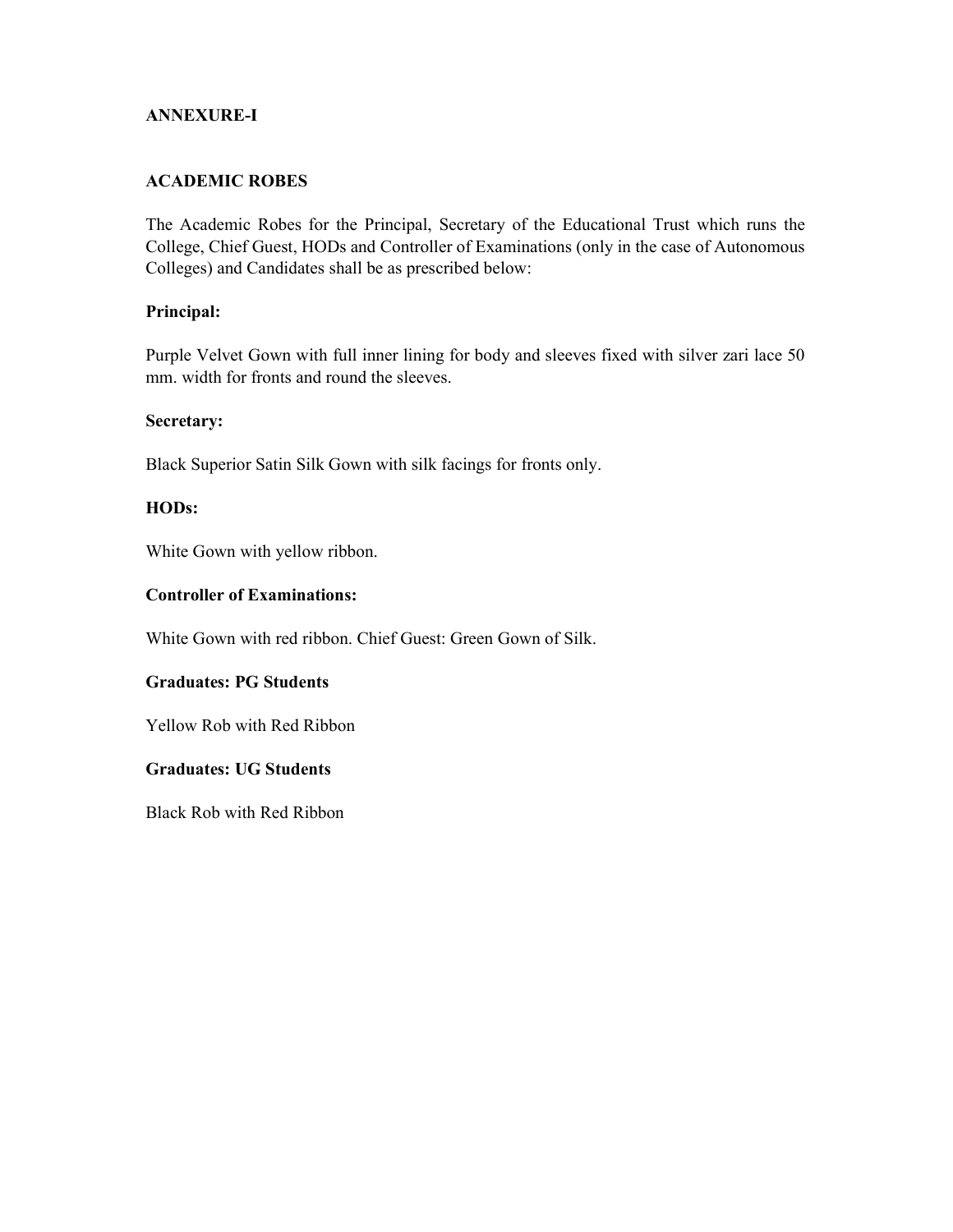**ANNEXURE-I**

**ACADEMIC ROBES**

The Academic Robes for the Principal, Secretary of the Educational Trust which runs the College, Chief Guest, HODs and Controller of Examinations (only in the case of Autonomous Colleges) and Candidates shall be as prescribed below:

**Principal:**

Purple Velvet Gown with full inner lining for body and sleeves fixed with silver zari lace 50 mm. width for fronts and round the sleeves.

**Secretary:**

Black Superior Satin Silk Gown with silk facings for fronts only.

**HODs:**

White Gown with yellow ribbon.

**Controller of Examinations:**

White Gown with red ribbon. Chief Guest: Green Gown of Silk.

**Graduates: PG Students**

Yellow Rob with Red Ribbon

**Graduates: UG Students**

Black Rob with Red Ribbon